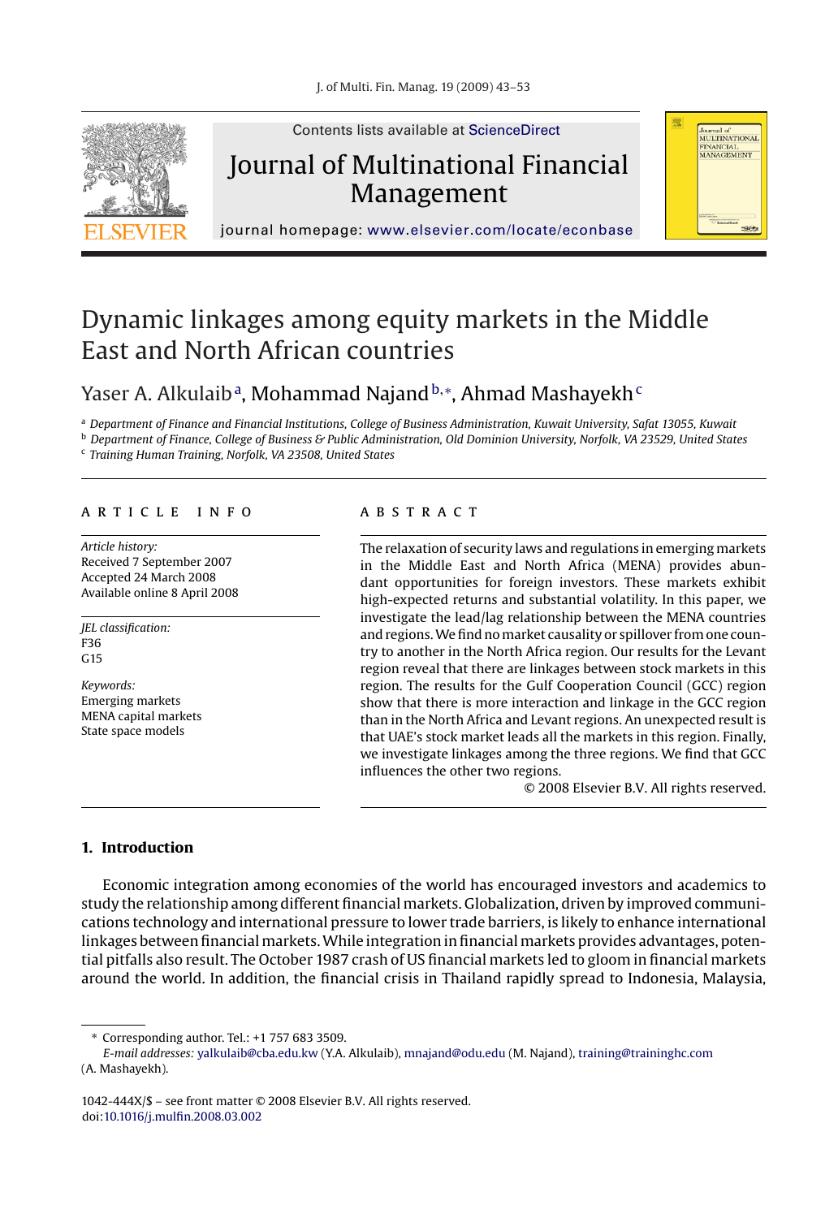Contents lists available at ScienceDirect

# Journal of Multinational Financial Management

journal homepage: www.elsevier.com/locate/econbase

# Dynamic linkages among equity markets in the Middle East and North African countries

Yaser A. Alkulaib[a], Mohammad Najand[b,*], Ahmad Mashayekh[c]

[a] *Department of Finance and Financial Institutions, College of Business Administration, Kuwait University, Safat 13055, Kuwait*
[b] *Department of Finance, College of Business & Public Administration, Old Dominion University, Norfolk, VA 23529, United States*
[c] *Training Human Training, Norfolk, VA 23508, United States*

**ARTICLE INFO**

*Article history:*
Received 7 September 2007
Accepted 24 March 2008
Available online 8 April 2008

*JEL classification:*
F36
G15

*Keywords:*
Emerging markets
MENA capital markets
State space models

**ABSTRACT**

The relaxation of security laws and regulations in emerging markets in the Middle East and North Africa (MENA) provides abundant opportunities for foreign investors. These markets exhibit high-expected returns and substantial volatility. In this paper, we investigate the lead/lag relationship between the MENA countries and regions. We find no market causality or spillover from one country to another in the North Africa region. Our results for the Levant region reveal that there are linkages between stock markets in this region. The results for the Gulf Cooperation Council (GCC) region show that there is more interaction and linkage in the GCC region than in the North Africa and Levant regions. An unexpected result is that UAE's stock market leads all the markets in this region. Finally, we investigate linkages among the three regions. We find that GCC influences the other two regions.

© 2008 Elsevier B.V. All rights reserved.

## 1. Introduction

Economic integration among economies of the world has encouraged investors and academics to study the relationship among different financial markets. Globalization, driven by improved communications technology and international pressure to lower trade barriers, is likely to enhance international linkages between financial markets. While integration in financial markets provides advantages, potential pitfalls also result. The October 1987 crash of US financial markets led to gloom in financial markets around the world. In addition, the financial crisis in Thailand rapidly spread to Indonesia, Malaysia,

* Corresponding author. Tel.: +1 757 683 3509.
*E-mail addresses:* yalkulaib@cba.edu.kw (Y.A. Alkulaib), mnajand@odu.edu (M. Najand), training@traininghc.com (A. Mashayekh).

1042-444X/$ – see front matter © 2008 Elsevier B.V. All rights reserved.
doi:10.1016/j.mulfin.2008.03.002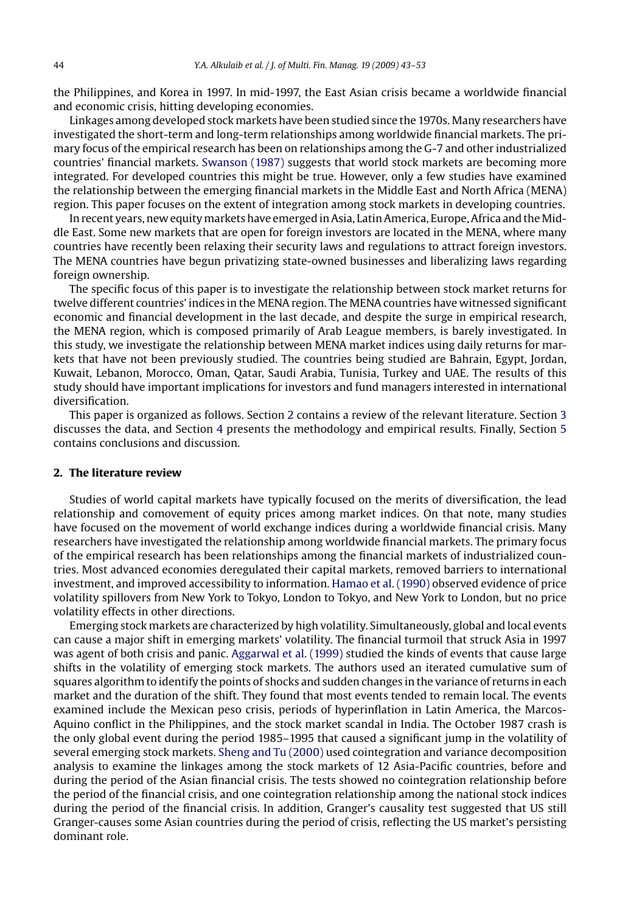the Philippines, and Korea in 1997. In mid-1997, the East Asian crisis became a worldwide financial and economic crisis, hitting developing economies.

Linkages among developed stock markets have been studied since the 1970s. Many researchers have investigated the short-term and long-term relationships among worldwide financial markets. The primary focus of the empirical research has been on relationships among the G-7 and other industrialized countries' financial markets. Swanson (1987) suggests that world stock markets are becoming more integrated. For developed countries this might be true. However, only a few studies have examined the relationship between the emerging financial markets in the Middle East and North Africa (MENA) region. This paper focuses on the extent of integration among stock markets in developing countries.

In recent years, new equity markets have emerged in Asia, Latin America, Europe, Africa and the Middle East. Some new markets that are open for foreign investors are located in the MENA, where many countries have recently been relaxing their security laws and regulations to attract foreign investors. The MENA countries have begun privatizing state-owned businesses and liberalizing laws regarding foreign ownership.

The specific focus of this paper is to investigate the relationship between stock market returns for twelve different countries' indices in the MENA region. The MENA countries have witnessed significant economic and financial development in the last decade, and despite the surge in empirical research, the MENA region, which is composed primarily of Arab League members, is barely investigated. In this study, we investigate the relationship between MENA market indices using daily returns for markets that have not been previously studied. The countries being studied are Bahrain, Egypt, Jordan, Kuwait, Lebanon, Morocco, Oman, Qatar, Saudi Arabia, Tunisia, Turkey and UAE. The results of this study should have important implications for investors and fund managers interested in international diversification.

This paper is organized as follows. Section 2 contains a review of the relevant literature. Section 3 discusses the data, and Section 4 presents the methodology and empirical results. Finally, Section 5 contains conclusions and discussion.

## 2. The literature review

Studies of world capital markets have typically focused on the merits of diversification, the lead relationship and comovement of equity prices among market indices. On that note, many studies have focused on the movement of world exchange indices during a worldwide financial crisis. Many researchers have investigated the relationship among worldwide financial markets. The primary focus of the empirical research has been relationships among the financial markets of industrialized countries. Most advanced economies deregulated their capital markets, removed barriers to international investment, and improved accessibility to information. Hamao et al. (1990) observed evidence of price volatility spillovers from New York to Tokyo, London to Tokyo, and New York to London, but no price volatility effects in other directions.

Emerging stock markets are characterized by high volatility. Simultaneously, global and local events can cause a major shift in emerging markets' volatility. The financial turmoil that struck Asia in 1997 was agent of both crisis and panic. Aggarwal et al. (1999) studied the kinds of events that cause large shifts in the volatility of emerging stock markets. The authors used an iterated cumulative sum of squares algorithm to identify the points of shocks and sudden changes in the variance of returns in each market and the duration of the shift. They found that most events tended to remain local. The events examined include the Mexican peso crisis, periods of hyperinflation in Latin America, the Marcos-Aquino conflict in the Philippines, and the stock market scandal in India. The October 1987 crash is the only global event during the period 1985–1995 that caused a significant jump in the volatility of several emerging stock markets. Sheng and Tu (2000) used cointegration and variance decomposition analysis to examine the linkages among the stock markets of 12 Asia-Pacific countries, before and during the period of the Asian financial crisis. The tests showed no cointegration relationship before the period of the financial crisis, and one cointegration relationship among the national stock indices during the period of the financial crisis. In addition, Granger's causality test suggested that US still Granger-causes some Asian countries during the period of crisis, reflecting the US market's persisting dominant role.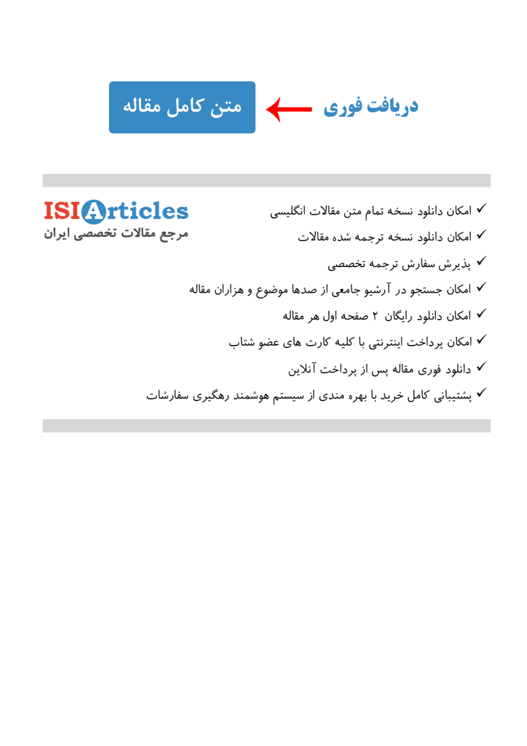دریافت فوری ← متن کامل مقاله

ISIArticles
مرجع مقالات تخصصی ایران

- ✓ امکان دانلود نسخه تمام متن مقالات انگلیسی
- ✓ امکان دانلود نسخه ترجمه شده مقالات
- ✓ پذیرش سفارش ترجمه تخصصی
- ✓ امکان جستجو در آرشیو جامعی از صدها موضوع و هزاران مقاله
- ✓ امکان دانلود رایگان ۲ صفحه اول هر مقاله
- ✓ امکان پرداخت اینترنتی با کلیه کارت های عضو شتاب
- ✓ دانلود فوری مقاله پس از پرداخت آنلاین
- ✓ پشتیبانی کامل خرید با بهره مندی از سیستم هوشمند رهگیری سفارشات